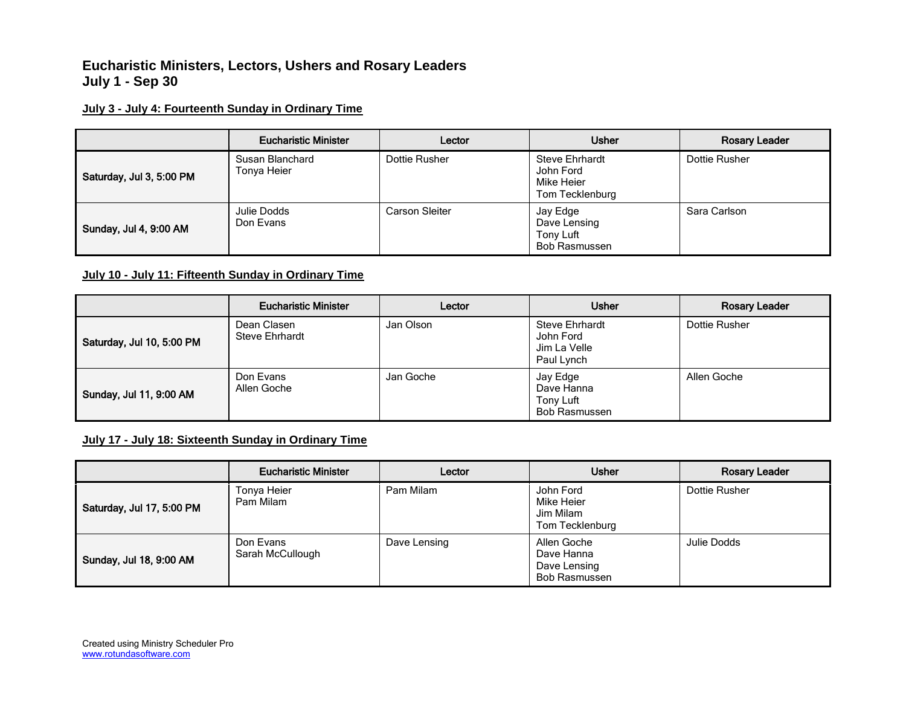# Eucharistic Ministers, Lectors, Ushers and Rosary Leaders
# July 1 - Sep 30

## July 3 - July 4: Fourteenth Sunday in Ordinary Time

| | Eucharistic Minister | Lector | Usher | Rosary Leader |
|---|---|---|---|---|
| **Saturday, Jul 3, 5:00 PM** | Susan Blanchard<br>Tonya Heier | Dottie Rusher | Steve Ehrhardt<br>John Ford<br>Mike Heier<br>Tom Tecklenburg | Dottie Rusher |
| **Sunday, Jul 4, 9:00 AM** | Julie Dodds<br>Don Evans | Carson Sleiter | Jay Edge<br>Dave Lensing<br>Tony Luft<br>Bob Rasmussen | Sara Carlson |

## July 10 - July 11: Fifteenth Sunday in Ordinary Time

| | Eucharistic Minister | Lector | Usher | Rosary Leader |
|---|---|---|---|---|
| **Saturday, Jul 10, 5:00 PM** | Dean Clasen<br>Steve Ehrhardt | Jan Olson | Steve Ehrhardt<br>John Ford<br>Jim La Velle<br>Paul Lynch | Dottie Rusher |
| **Sunday, Jul 11, 9:00 AM** | Don Evans<br>Allen Goche | Jan Goche | Jay Edge<br>Dave Hanna<br>Tony Luft<br>Bob Rasmussen | Allen Goche |

## July 17 - July 18: Sixteenth Sunday in Ordinary Time

| | Eucharistic Minister | Lector | Usher | Rosary Leader |
|---|---|---|---|---|
| **Saturday, Jul 17, 5:00 PM** | Tonya Heier<br>Pam Milam | Pam Milam | John Ford<br>Mike Heier<br>Jim Milam<br>Tom Tecklenburg | Dottie Rusher |
| **Sunday, Jul 18, 9:00 AM** | Don Evans<br>Sarah McCullough | Dave Lensing | Allen Goche<br>Dave Hanna<br>Dave Lensing<br>Bob Rasmussen | Julie Dodds |

Created using Ministry Scheduler Pro
www.rotundasoftware.com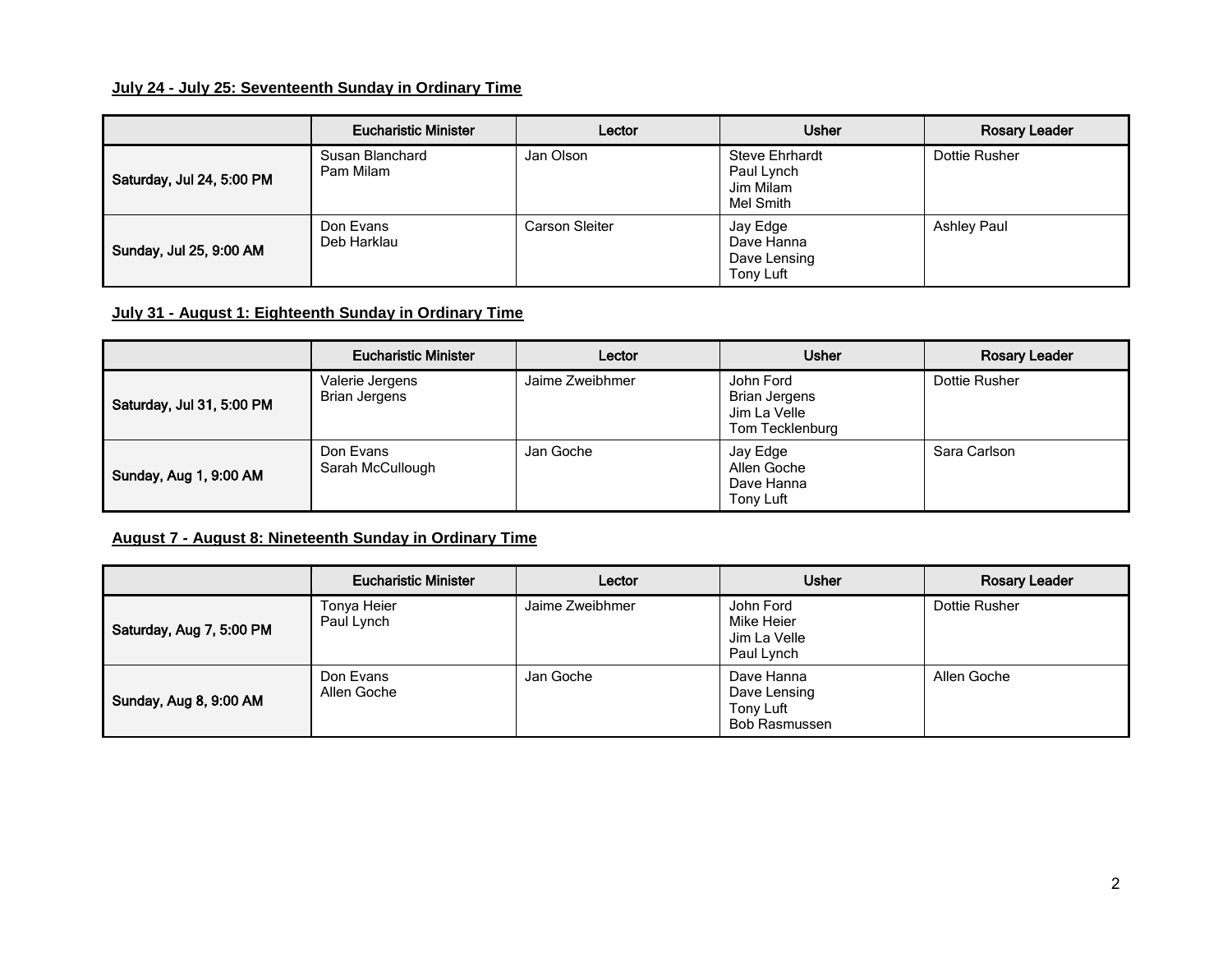**July 24 - July 25: Seventeenth Sunday in Ordinary Time**

| | Eucharistic Minister | Lector | Usher | Rosary Leader |
|---|---|---|---|---|
| Saturday, Jul 24, 5:00 PM | Susan Blanchard<br>Pam Milam | Jan Olson | Steve Ehrhardt<br>Paul Lynch<br>Jim Milam<br>Mel Smith | Dottie Rusher |
| Sunday, Jul 25, 9:00 AM | Don Evans<br>Deb Harklau | Carson Sleiter | Jay Edge<br>Dave Hanna<br>Dave Lensing<br>Tony Luft | Ashley Paul |

**July 31 - August 1: Eighteenth Sunday in Ordinary Time**

| | Eucharistic Minister | Lector | Usher | Rosary Leader |
|---|---|---|---|---|
| Saturday, Jul 31, 5:00 PM | Valerie Jergens<br>Brian Jergens | Jaime Zweibhmer | John Ford<br>Brian Jergens<br>Jim La Velle<br>Tom Tecklenburg | Dottie Rusher |
| Sunday, Aug 1, 9:00 AM | Don Evans<br>Sarah McCullough | Jan Goche | Jay Edge<br>Allen Goche<br>Dave Hanna<br>Tony Luft | Sara Carlson |

**August 7 - August 8: Nineteenth Sunday in Ordinary Time**

| | Eucharistic Minister | Lector | Usher | Rosary Leader |
|---|---|---|---|---|
| Saturday, Aug 7, 5:00 PM | Tonya Heier<br>Paul Lynch | Jaime Zweibhmer | John Ford<br>Mike Heier<br>Jim La Velle<br>Paul Lynch | Dottie Rusher |
| Sunday, Aug 8, 9:00 AM | Don Evans<br>Allen Goche | Jan Goche | Dave Hanna<br>Dave Lensing<br>Tony Luft<br>Bob Rasmussen | Allen Goche |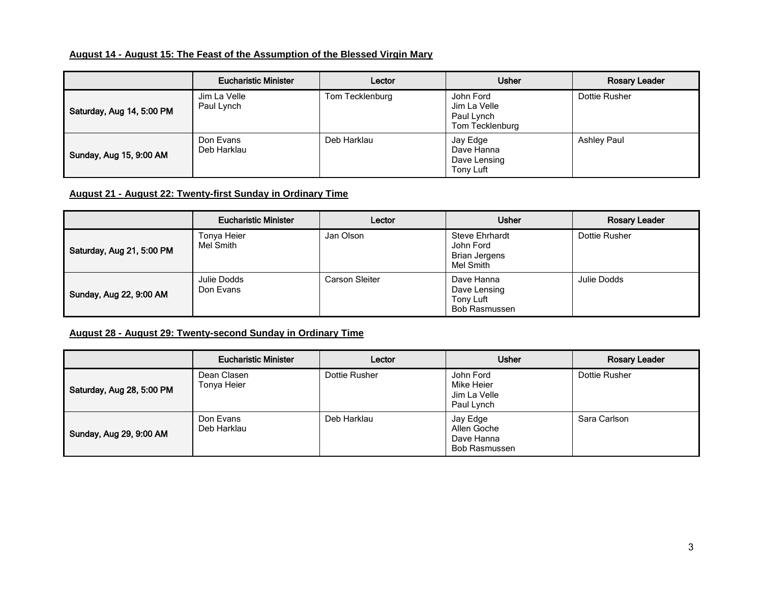**August 14 - August 15: The Feast of the Assumption of the Blessed Virgin Mary**

| | Eucharistic Minister | Lector | Usher | Rosary Leader |
|---|---|---|---|---|
| Saturday, Aug 14, 5:00 PM | Jim La Velle<br>Paul Lynch | Tom Tecklenburg | John Ford<br>Jim La Velle<br>Paul Lynch<br>Tom Tecklenburg | Dottie Rusher |
| Sunday, Aug 15, 9:00 AM | Don Evans<br>Deb Harklau | Deb Harklau | Jay Edge<br>Dave Hanna<br>Dave Lensing<br>Tony Luft | Ashley Paul |

**August 21 - August 22: Twenty-first Sunday in Ordinary Time**

| | Eucharistic Minister | Lector | Usher | Rosary Leader |
|---|---|---|---|---|
| Saturday, Aug 21, 5:00 PM | Tonya Heier<br>Mel Smith | Jan Olson | Steve Ehrhardt<br>John Ford<br>Brian Jergens<br>Mel Smith | Dottie Rusher |
| Sunday, Aug 22, 9:00 AM | Julie Dodds<br>Don Evans | Carson Sleiter | Dave Hanna<br>Dave Lensing<br>Tony Luft<br>Bob Rasmussen | Julie Dodds |

**August 28 - August 29: Twenty-second Sunday in Ordinary Time**

| | Eucharistic Minister | Lector | Usher | Rosary Leader |
|---|---|---|---|---|
| Saturday, Aug 28, 5:00 PM | Dean Clasen<br>Tonya Heier | Dottie Rusher | John Ford<br>Mike Heier<br>Jim La Velle<br>Paul Lynch | Dottie Rusher |
| Sunday, Aug 29, 9:00 AM | Don Evans<br>Deb Harklau | Deb Harklau | Jay Edge<br>Allen Goche<br>Dave Hanna<br>Bob Rasmussen | Sara Carlson |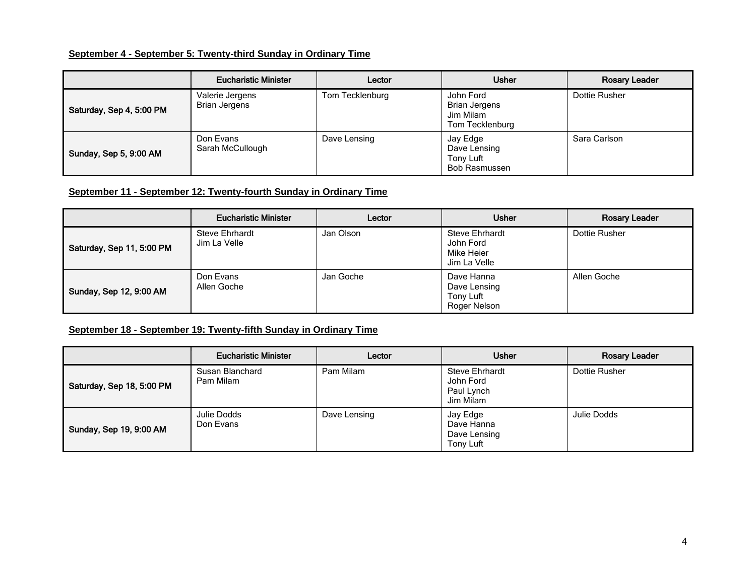**September 4 - September 5: Twenty-third Sunday in Ordinary Time**

| | Eucharistic Minister | Lector | Usher | Rosary Leader |
|---|---|---|---|---|
| Saturday, Sep 4, 5:00 PM | Valerie Jergens<br>Brian Jergens | Tom Tecklenburg | John Ford<br>Brian Jergens<br>Jim Milam<br>Tom Tecklenburg | Dottie Rusher |
| Sunday, Sep 5, 9:00 AM | Don Evans<br>Sarah McCullough | Dave Lensing | Jay Edge<br>Dave Lensing<br>Tony Luft<br>Bob Rasmussen | Sara Carlson |

**September 11 - September 12: Twenty-fourth Sunday in Ordinary Time**

| | Eucharistic Minister | Lector | Usher | Rosary Leader |
|---|---|---|---|---|
| Saturday, Sep 11, 5:00 PM | Steve Ehrhardt<br>Jim La Velle | Jan Olson | Steve Ehrhardt<br>John Ford<br>Mike Heier<br>Jim La Velle | Dottie Rusher |
| Sunday, Sep 12, 9:00 AM | Don Evans<br>Allen Goche | Jan Goche | Dave Hanna<br>Dave Lensing<br>Tony Luft<br>Roger Nelson | Allen Goche |

**September 18 - September 19: Twenty-fifth Sunday in Ordinary Time**

| | Eucharistic Minister | Lector | Usher | Rosary Leader |
|---|---|---|---|---|
| Saturday, Sep 18, 5:00 PM | Susan Blanchard<br>Pam Milam | Pam Milam | Steve Ehrhardt<br>John Ford<br>Paul Lynch<br>Jim Milam | Dottie Rusher |
| Sunday, Sep 19, 9:00 AM | Julie Dodds<br>Don Evans | Dave Lensing | Jay Edge<br>Dave Hanna<br>Dave Lensing<br>Tony Luft | Julie Dodds |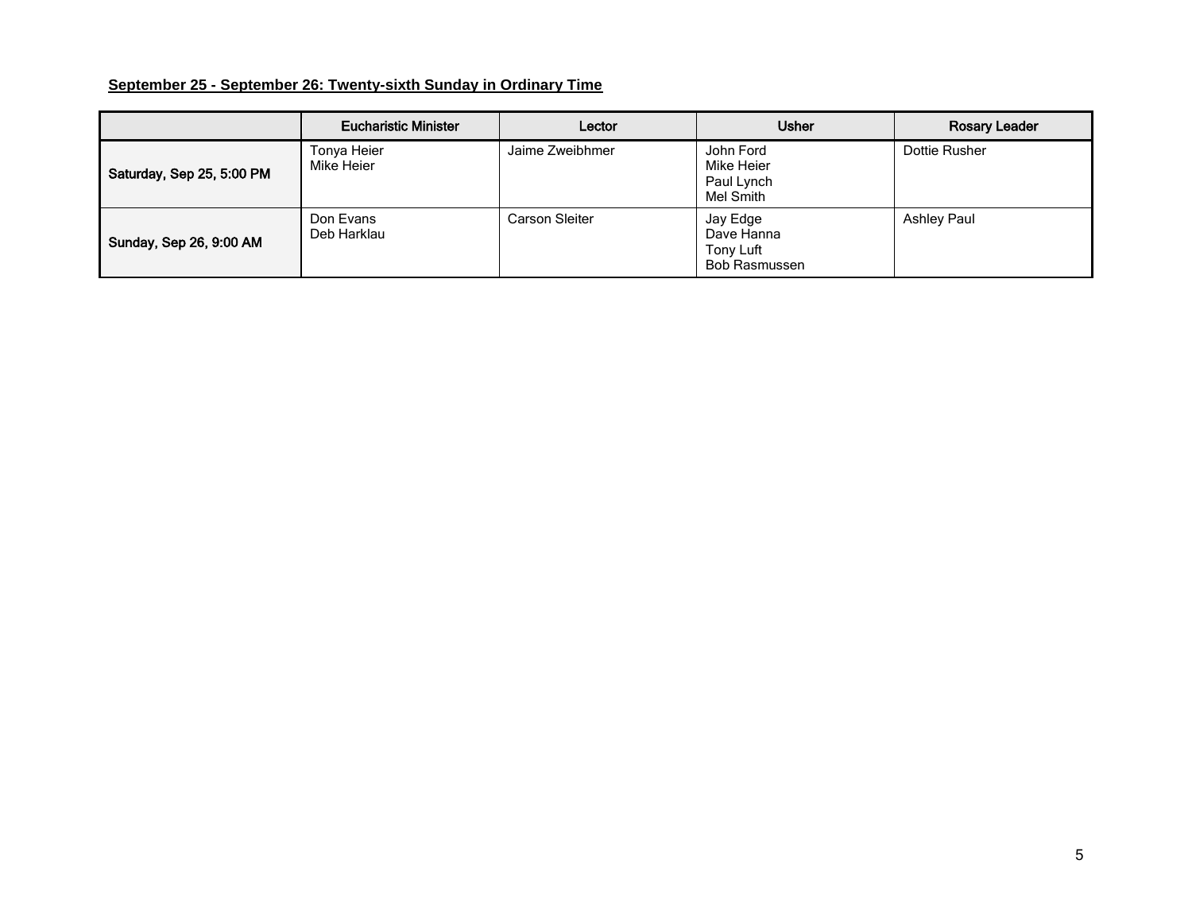**September 25 - September 26: Twenty-sixth Sunday in Ordinary Time**

| | Eucharistic Minister | Lector | Usher | Rosary Leader |
|---|---|---|---|---|
| Saturday, Sep 25, 5:00 PM | Tonya Heier<br>Mike Heier | Jaime Zweibhmer | John Ford<br>Mike Heier<br>Paul Lynch<br>Mel Smith | Dottie Rusher |
| Sunday, Sep 26, 9:00 AM | Don Evans<br>Deb Harklau | Carson Sleiter | Jay Edge<br>Dave Hanna<br>Tony Luft<br>Bob Rasmussen | Ashley Paul |